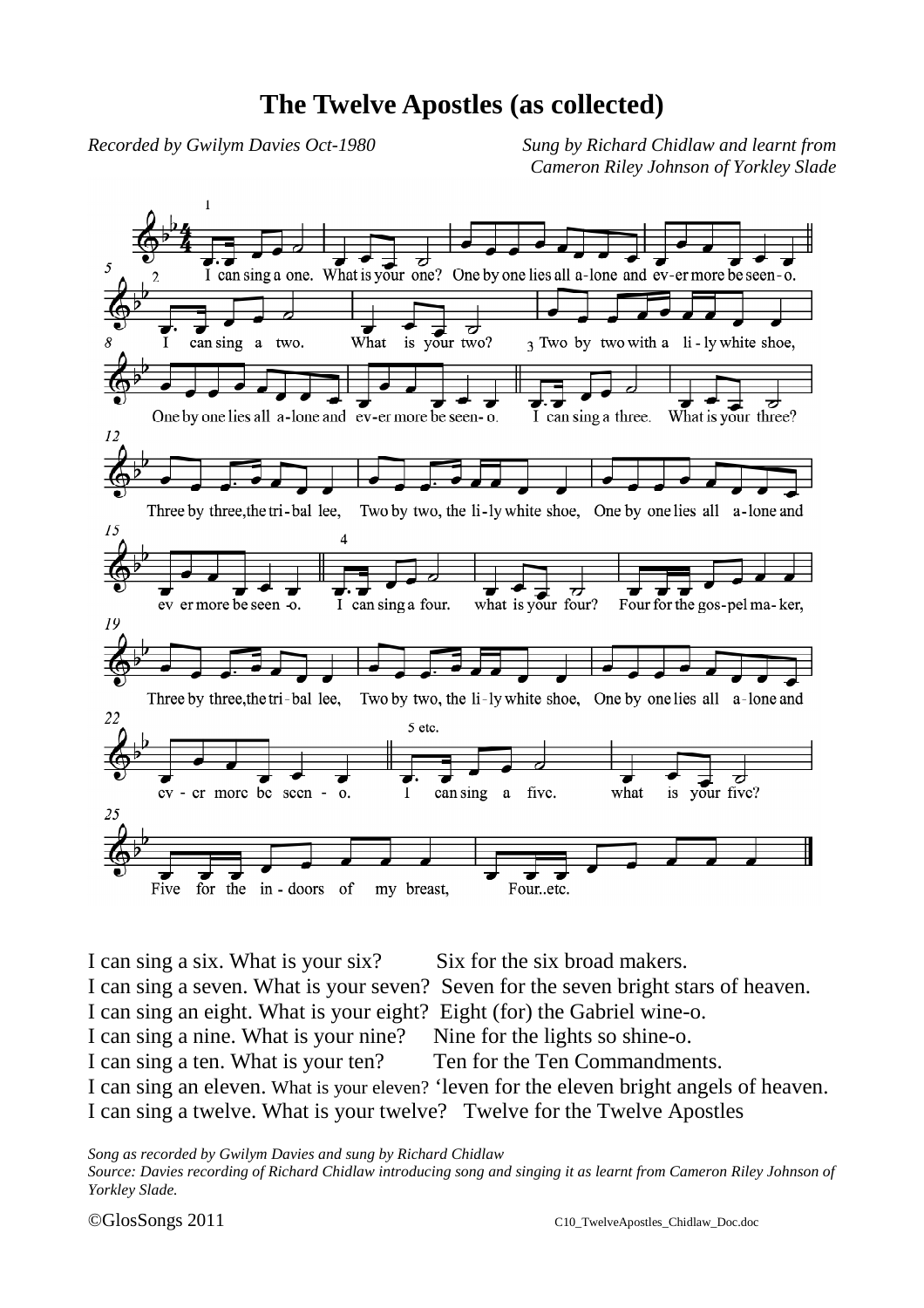# The Twelve Apostles (as collected)

*Recorded by Gwilym Davies Oct-1980*

*Sung by Richard Chidlaw and learnt from Cameron Riley Johnson of Yorkley Slade*

1 I can sing a one. What is your one? One by one lies all a-lone and ev-er more be seen-o.

2 I can sing a two. What is your two? Two by two with a li-ly white shoe, One by one lies all a-lone and ev-er more be seen-o.

3 I can sing a three. What is your three? Three by three, the tri-bal lee, Two by two, the li-ly white shoe, One by one lies all a-lone and ev er more be seen -o.

4 I can sing a four. what is your four? Four for the gos-pel ma-ker, Three by three, the tri-bal lee, Two by two, the li-ly white shoe, One by one lies all a-lone and ev-er more be seen-o.

5 etc. I can sing a five. what is your five? Five for the in-doors of my breast, Four..etc.

I can sing a six. What is your six? Six for the six broad makers.
I can sing a seven. What is your seven? Seven for the seven bright stars of heaven.
I can sing an eight. What is your eight? Eight (for) the Gabriel wine-o.
I can sing a nine. What is your nine? Nine for the lights so shine-o.
I can sing a ten. What is your ten? Ten for the Ten Commandments.
I can sing an eleven. What is your eleven? 'leven for the eleven bright angels of heaven.
I can sing a twelve. What is your twelve? Twelve for the Twelve Apostles

*Song as recorded by Gwilym Davies and sung by Richard Chidlaw*
*Source: Davies recording of Richard Chidlaw introducing song and singing it as learnt from Cameron Riley Johnson of Yorkley Slade.*

©GlosSongs 2011 C10_TwelveApostles_Chidlaw_Doc.doc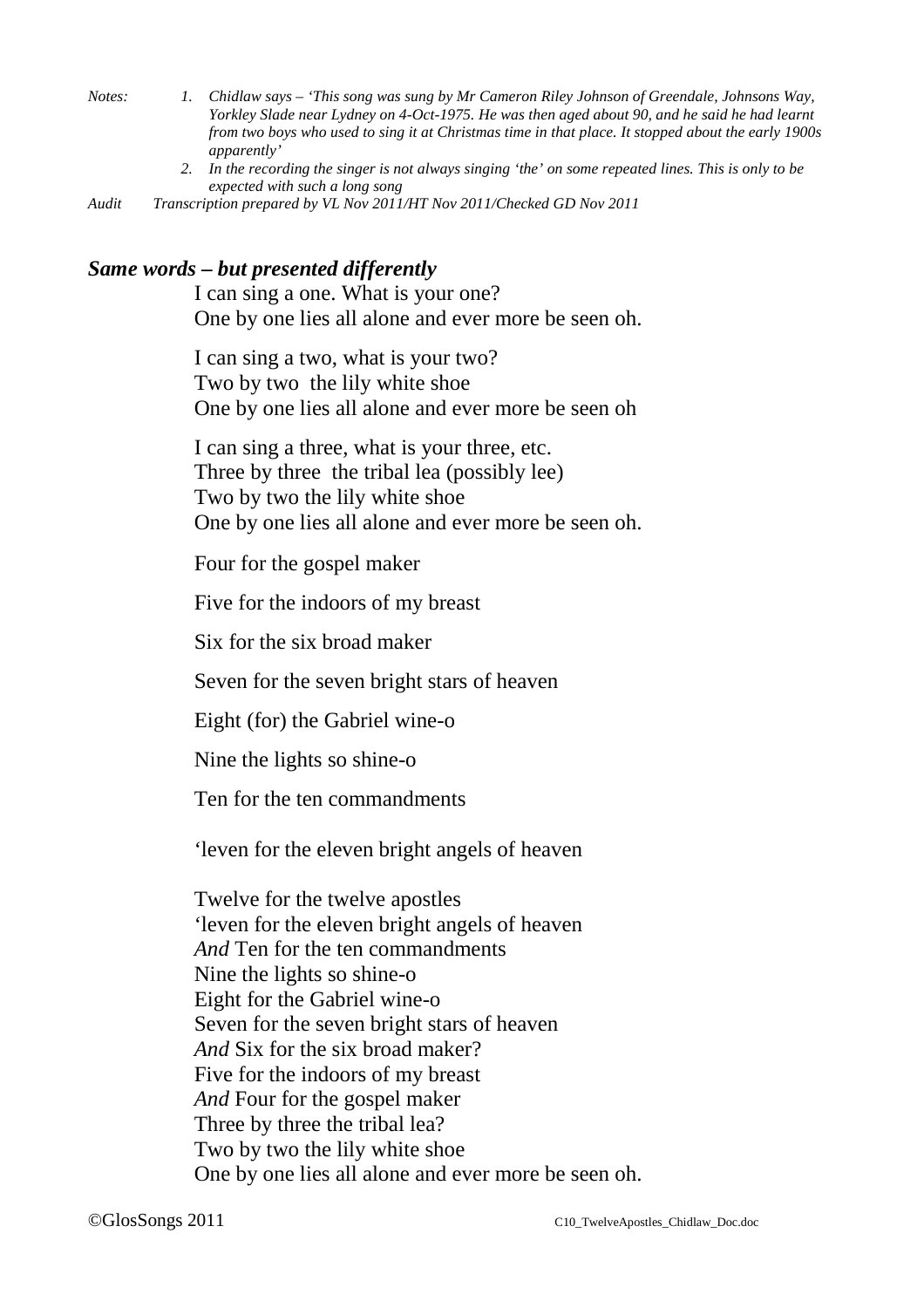*Notes:*
1. *Chidlaw says – 'This song was sung by Mr Cameron Riley Johnson of Greendale, Johnsons Way, Yorkley Slade near Lydney on 4-Oct-1975. He was then aged about 90, and he said he had learnt from two boys who used to sing it at Christmas time in that place. It stopped about the early 1900s apparently'*
2. *In the recording the singer is not always singing 'the' on some repeated lines. This is only to be expected with such a long song*

*Audit* *Transcription prepared by VL Nov 2011/HT Nov 2011/Checked GD Nov 2011*

### *Same words – but presented differently*

I can sing a one. What is your one?
One by one lies all alone and ever more be seen oh.

I can sing a two, what is your two?
Two by two the lily white shoe
One by one lies all alone and ever more be seen oh

I can sing a three, what is your three, etc.
Three by three the tribal lea (possibly lee)
Two by two the lily white shoe
One by one lies all alone and ever more be seen oh.

Four for the gospel maker

Five for the indoors of my breast

Six for the six broad maker

Seven for the seven bright stars of heaven

Eight (for) the Gabriel wine-o

Nine the lights so shine-o

Ten for the ten commandments

'leven for the eleven bright angels of heaven

Twelve for the twelve apostles
'leven for the eleven bright angels of heaven
*And* Ten for the ten commandments
Nine the lights so shine-o
Eight for the Gabriel wine-o
Seven for the seven bright stars of heaven
*And* Six for the six broad maker?
Five for the indoors of my breast
*And* Four for the gospel maker
Three by three the tribal lea?
Two by two the lily white shoe
One by one lies all alone and ever more be seen oh.

©GlosSongs 2011 C10_TwelveApostles_Chidlaw_Doc.doc